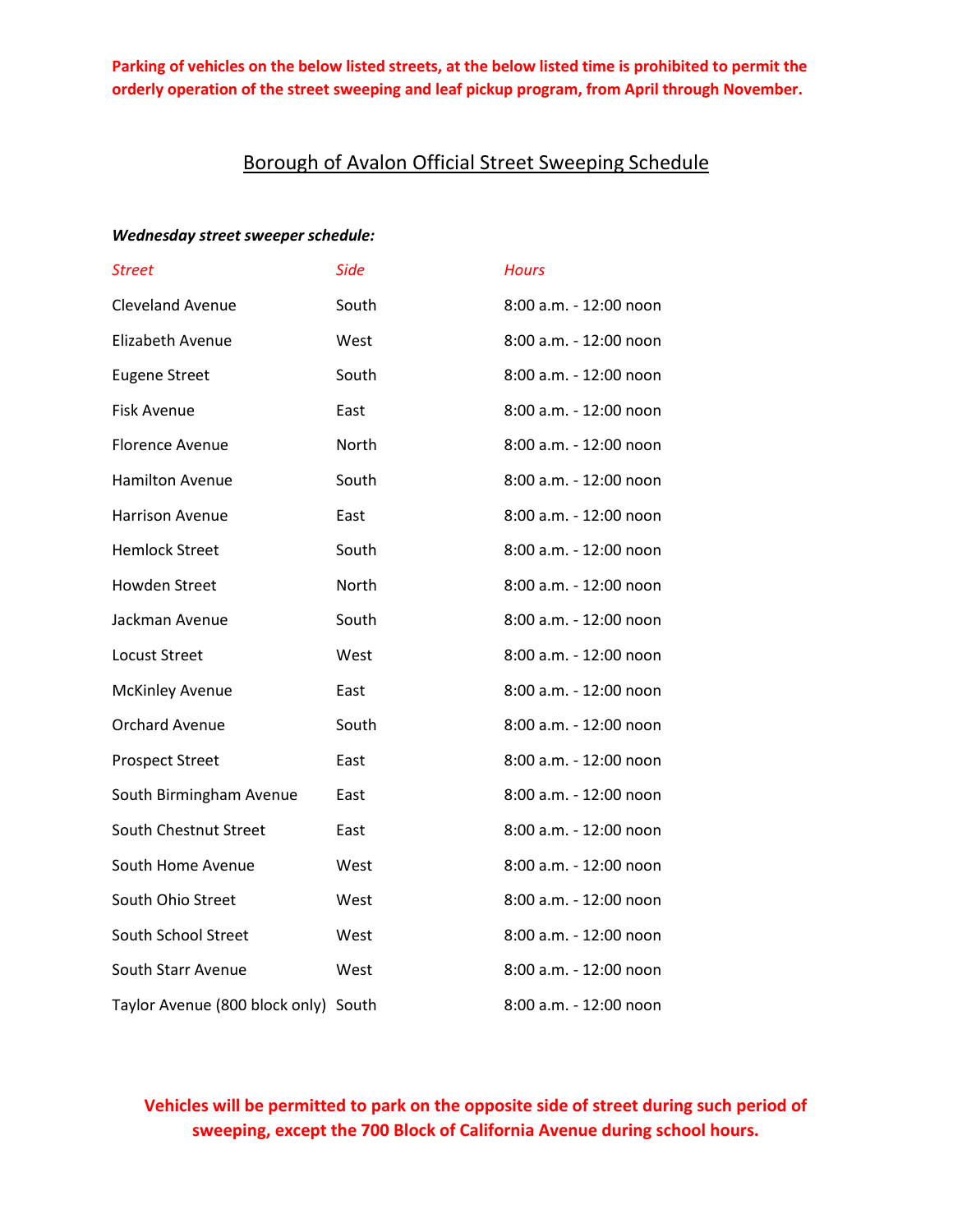**Parking of vehicles on the below listed streets, at the below listed time is prohibited to permit the orderly operation of the street sweeping and leaf pickup program, from April through November.**

# Borough of Avalon Official Street Sweeping Schedule

***Wednesday street sweeper schedule:***

| *Street* | *Side* | *Hours* |
|---|---|---|
| Cleveland Avenue | South | 8:00 a.m. - 12:00 noon |
| Elizabeth Avenue | West | 8:00 a.m. - 12:00 noon |
| Eugene Street | South | 8:00 a.m. - 12:00 noon |
| Fisk Avenue | East | 8:00 a.m. - 12:00 noon |
| Florence Avenue | North | 8:00 a.m. - 12:00 noon |
| Hamilton Avenue | South | 8:00 a.m. - 12:00 noon |
| Harrison Avenue | East | 8:00 a.m. - 12:00 noon |
| Hemlock Street | South | 8:00 a.m. - 12:00 noon |
| Howden Street | North | 8:00 a.m. - 12:00 noon |
| Jackman Avenue | South | 8:00 a.m. - 12:00 noon |
| Locust Street | West | 8:00 a.m. - 12:00 noon |
| McKinley Avenue | East | 8:00 a.m. - 12:00 noon |
| Orchard Avenue | South | 8:00 a.m. - 12:00 noon |
| Prospect Street | East | 8:00 a.m. - 12:00 noon |
| South Birmingham Avenue | East | 8:00 a.m. - 12:00 noon |
| South Chestnut Street | East | 8:00 a.m. - 12:00 noon |
| South Home Avenue | West | 8:00 a.m. - 12:00 noon |
| South Ohio Street | West | 8:00 a.m. - 12:00 noon |
| South School Street | West | 8:00 a.m. - 12:00 noon |
| South Starr Avenue | West | 8:00 a.m. - 12:00 noon |
| Taylor Avenue (800 block only) | South | 8:00 a.m. - 12:00 noon |

**Vehicles will be permitted to park on the opposite side of street during such period of sweeping, except the 700 Block of California Avenue during school hours.**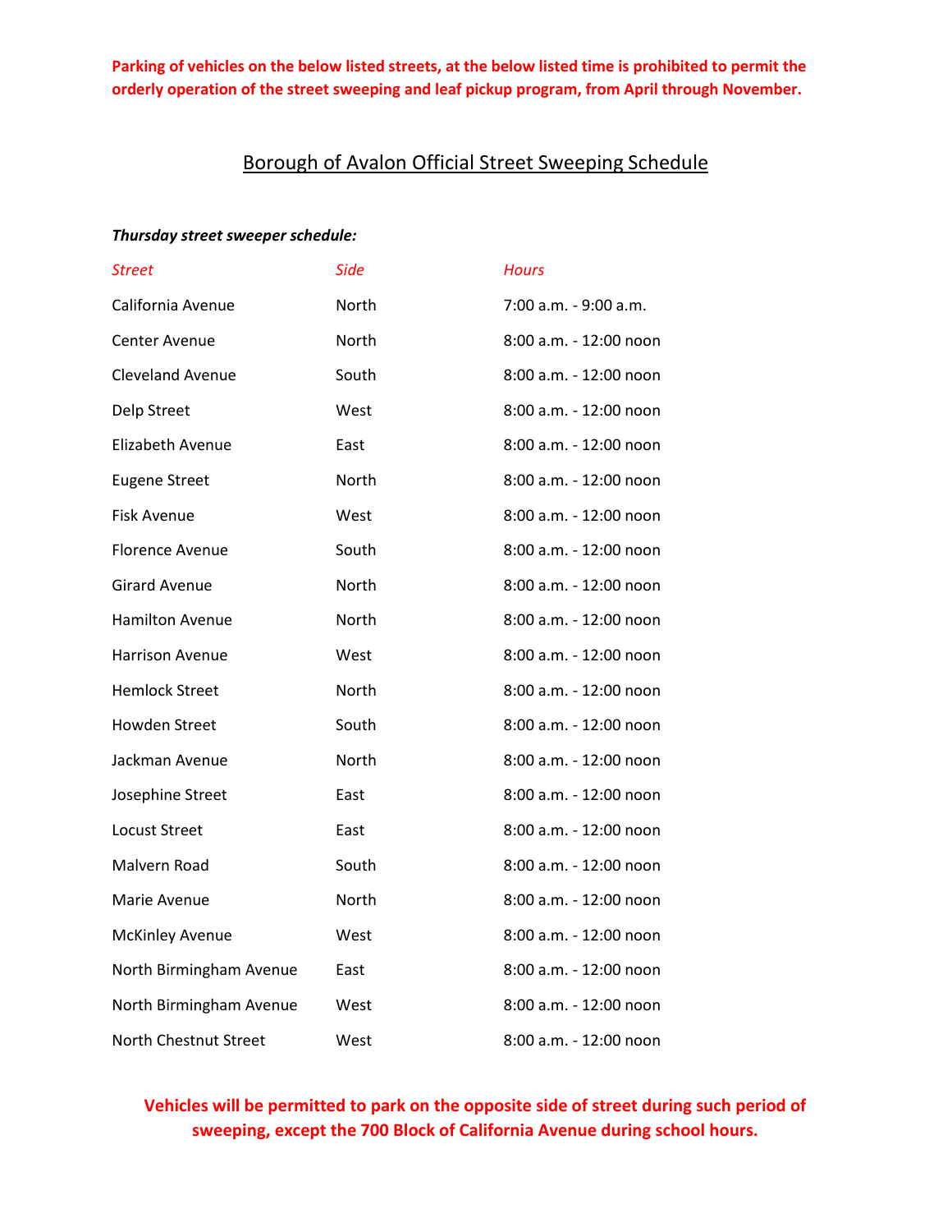**Parking of vehicles on the below listed streets, at the below listed time is prohibited to permit the orderly operation of the street sweeping and leaf pickup program, from April through November.**

# Borough of Avalon Official Street Sweeping Schedule

***Thursday street sweeper schedule:***

| *Street* | *Side* | *Hours* |
|---|---|---|
| California Avenue | North | 7:00 a.m. - 9:00 a.m. |
| Center Avenue | North | 8:00 a.m. - 12:00 noon |
| Cleveland Avenue | South | 8:00 a.m. - 12:00 noon |
| Delp Street | West | 8:00 a.m. - 12:00 noon |
| Elizabeth Avenue | East | 8:00 a.m. - 12:00 noon |
| Eugene Street | North | 8:00 a.m. - 12:00 noon |
| Fisk Avenue | West | 8:00 a.m. - 12:00 noon |
| Florence Avenue | South | 8:00 a.m. - 12:00 noon |
| Girard Avenue | North | 8:00 a.m. - 12:00 noon |
| Hamilton Avenue | North | 8:00 a.m. - 12:00 noon |
| Harrison Avenue | West | 8:00 a.m. - 12:00 noon |
| Hemlock Street | North | 8:00 a.m. - 12:00 noon |
| Howden Street | South | 8:00 a.m. - 12:00 noon |
| Jackman Avenue | North | 8:00 a.m. - 12:00 noon |
| Josephine Street | East | 8:00 a.m. - 12:00 noon |
| Locust Street | East | 8:00 a.m. - 12:00 noon |
| Malvern Road | South | 8:00 a.m. - 12:00 noon |
| Marie Avenue | North | 8:00 a.m. - 12:00 noon |
| McKinley Avenue | West | 8:00 a.m. - 12:00 noon |
| North Birmingham Avenue | East | 8:00 a.m. - 12:00 noon |
| North Birmingham Avenue | West | 8:00 a.m. - 12:00 noon |
| North Chestnut Street | West | 8:00 a.m. - 12:00 noon |

**Vehicles will be permitted to park on the opposite side of street during such period of sweeping, except the 700 Block of California Avenue during school hours.**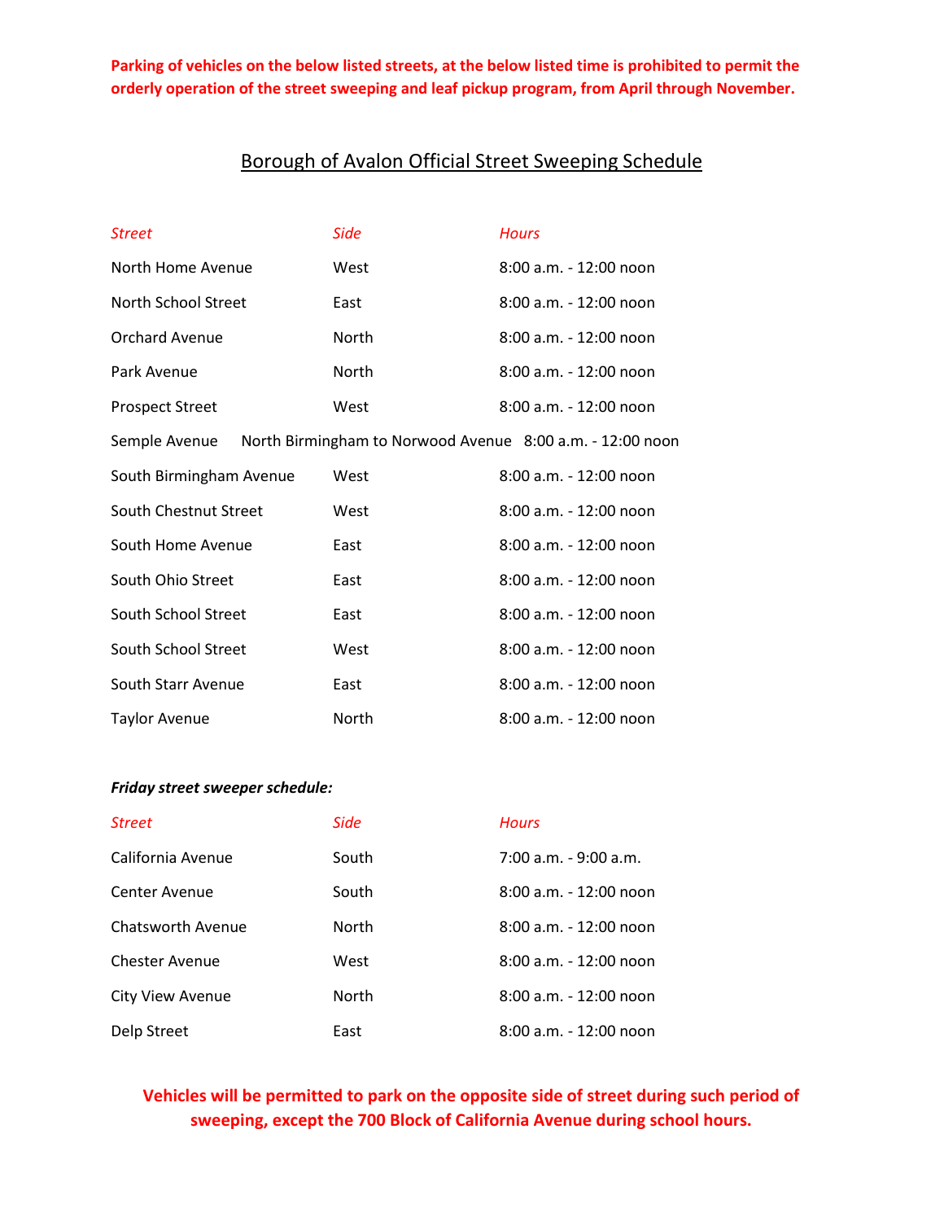**Parking of vehicles on the below listed streets, at the below listed time is prohibited to permit the orderly operation of the street sweeping and leaf pickup program, from April through November.**

## Borough of Avalon Official Street Sweeping Schedule

| *Street* | *Side* | *Hours* |
|---|---|---|
| North Home Avenue | West | 8:00 a.m. - 12:00 noon |
| North School Street | East | 8:00 a.m. - 12:00 noon |
| Orchard Avenue | North | 8:00 a.m. - 12:00 noon |
| Park Avenue | North | 8:00 a.m. - 12:00 noon |
| Prospect Street | West | 8:00 a.m. - 12:00 noon |
| Semple Avenue | North Birmingham to Norwood Avenue | 8:00 a.m. - 12:00 noon |
| South Birmingham Avenue | West | 8:00 a.m. - 12:00 noon |
| South Chestnut Street | West | 8:00 a.m. - 12:00 noon |
| South Home Avenue | East | 8:00 a.m. - 12:00 noon |
| South Ohio Street | East | 8:00 a.m. - 12:00 noon |
| South School Street | East | 8:00 a.m. - 12:00 noon |
| South School Street | West | 8:00 a.m. - 12:00 noon |
| South Starr Avenue | East | 8:00 a.m. - 12:00 noon |
| Taylor Avenue | North | 8:00 a.m. - 12:00 noon |

***Friday street sweeper schedule:***

| *Street* | *Side* | *Hours* |
|---|---|---|
| California Avenue | South | 7:00 a.m. - 9:00 a.m. |
| Center Avenue | South | 8:00 a.m. - 12:00 noon |
| Chatsworth Avenue | North | 8:00 a.m. - 12:00 noon |
| Chester Avenue | West | 8:00 a.m. - 12:00 noon |
| City View Avenue | North | 8:00 a.m. - 12:00 noon |
| Delp Street | East | 8:00 a.m. - 12:00 noon |

**Vehicles will be permitted to park on the opposite side of street during such period of sweeping, except the 700 Block of California Avenue during school hours.**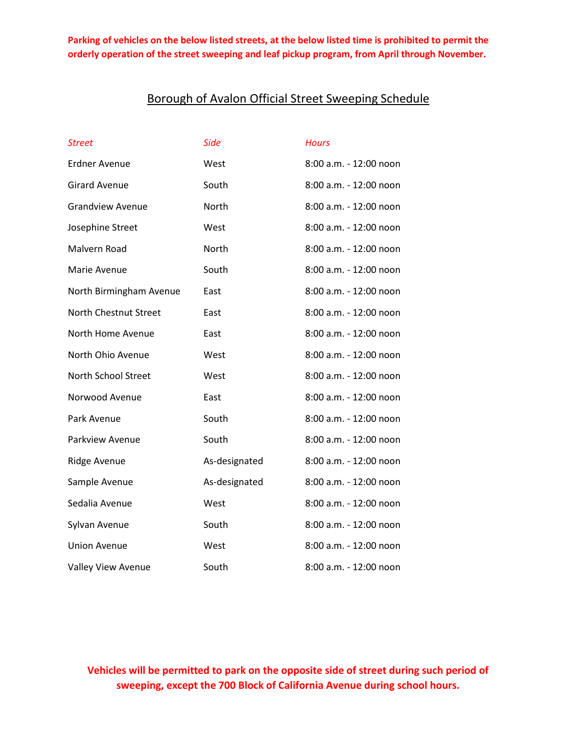**Parking of vehicles on the below listed streets, at the below listed time is prohibited to permit the orderly operation of the street sweeping and leaf pickup program, from April through November.**

## Borough of Avalon Official Street Sweeping Schedule

| *Street* | *Side* | *Hours* |
|---|---|---|
| Erdner Avenue | West | 8:00 a.m. - 12:00 noon |
| Girard Avenue | South | 8:00 a.m. - 12:00 noon |
| Grandview Avenue | North | 8:00 a.m. - 12:00 noon |
| Josephine Street | West | 8:00 a.m. - 12:00 noon |
| Malvern Road | North | 8:00 a.m. - 12:00 noon |
| Marie Avenue | South | 8:00 a.m. - 12:00 noon |
| North Birmingham Avenue | East | 8:00 a.m. - 12:00 noon |
| North Chestnut Street | East | 8:00 a.m. - 12:00 noon |
| North Home Avenue | East | 8:00 a.m. - 12:00 noon |
| North Ohio Avenue | West | 8:00 a.m. - 12:00 noon |
| North School Street | West | 8:00 a.m. - 12:00 noon |
| Norwood Avenue | East | 8:00 a.m. - 12:00 noon |
| Park Avenue | South | 8:00 a.m. - 12:00 noon |
| Parkview Avenue | South | 8:00 a.m. - 12:00 noon |
| Ridge Avenue | As-designated | 8:00 a.m. - 12:00 noon |
| Sample Avenue | As-designated | 8:00 a.m. - 12:00 noon |
| Sedalia Avenue | West | 8:00 a.m. - 12:00 noon |
| Sylvan Avenue | South | 8:00 a.m. - 12:00 noon |
| Union Avenue | West | 8:00 a.m. - 12:00 noon |
| Valley View Avenue | South | 8:00 a.m. - 12:00 noon |

**Vehicles will be permitted to park on the opposite side of street during such period of sweeping, except the 700 Block of California Avenue during school hours.**